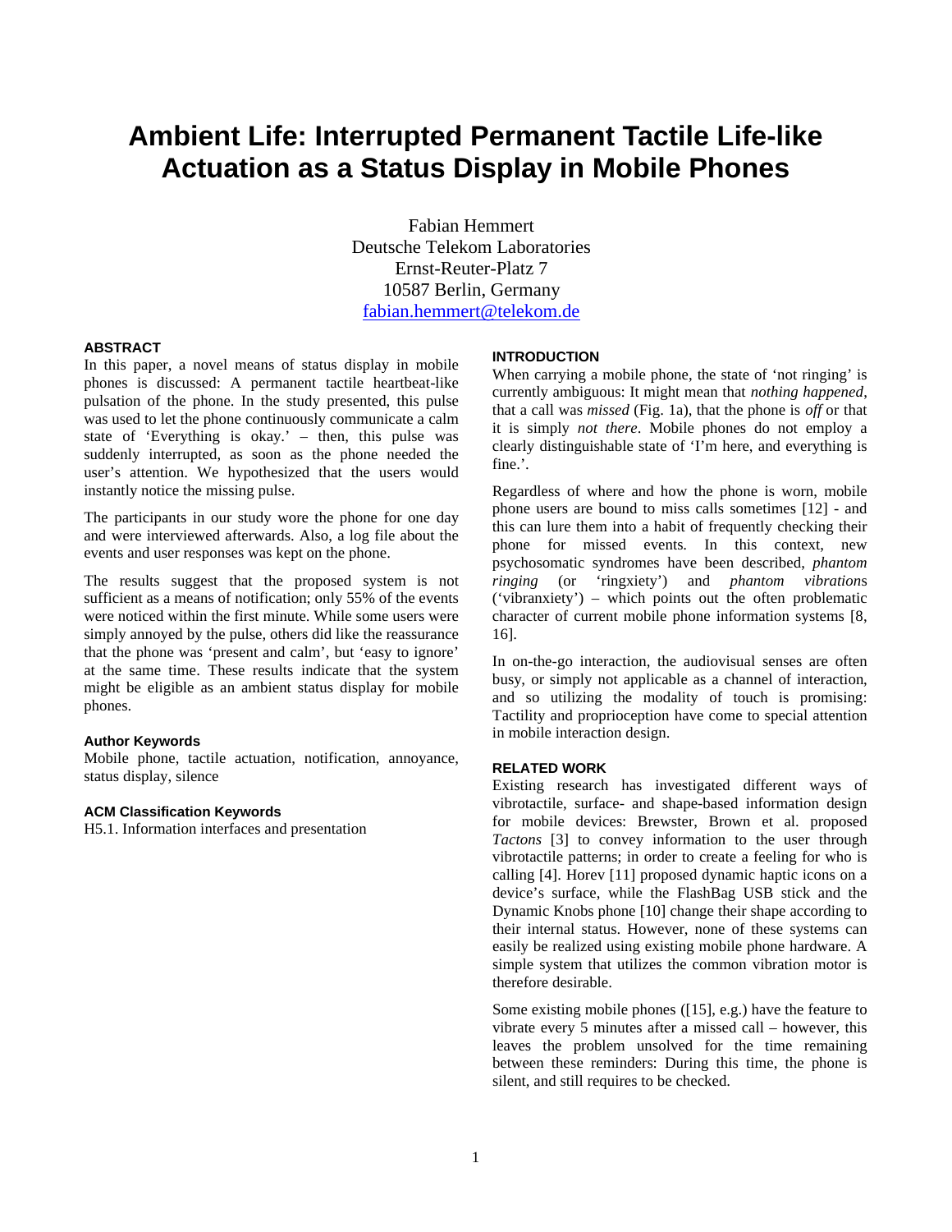# Ambient Life: Interrupted Permanent Tactile Life-like Actuation as a Status Display in Mobile Phones

Fabian Hemmert
Deutsche Telekom Laboratories
Ernst-Reuter-Platz 7
10587 Berlin, Germany
fabian.hemmert@telekom.de

## ABSTRACT

In this paper, a novel means of status display in mobile phones is discussed: A permanent tactile heartbeat-like pulsation of the phone. In the study presented, this pulse was used to let the phone continuously communicate a calm state of 'Everything is okay.' – then, this pulse was suddenly interrupted, as soon as the phone needed the user's attention. We hypothesized that the users would instantly notice the missing pulse.

The participants in our study wore the phone for one day and were interviewed afterwards. Also, a log file about the events and user responses was kept on the phone.

The results suggest that the proposed system is not sufficient as a means of notification; only 55% of the events were noticed within the first minute. While some users were simply annoyed by the pulse, others did like the reassurance that the phone was 'present and calm', but 'easy to ignore' at the same time. These results indicate that the system might be eligible as an ambient status display for mobile phones.

### Author Keywords

Mobile phone, tactile actuation, notification, annoyance, status display, silence

### ACM Classification Keywords

H5.1. Information interfaces and presentation

## INTRODUCTION

When carrying a mobile phone, the state of 'not ringing' is currently ambiguous: It might mean that *nothing happened*, that a call was *missed* (Fig. 1a), that the phone is *off* or that it is simply *not there*. Mobile phones do not employ a clearly distinguishable state of 'I'm here, and everything is fine.'.

Regardless of where and how the phone is worn, mobile phone users are bound to miss calls sometimes [12] - and this can lure them into a habit of frequently checking their phone for missed events. In this context, new psychosomatic syndromes have been described, *phantom ringing* (or 'ringxiety') and *phantom vibrations* ('vibranxiety') – which points out the often problematic character of current mobile phone information systems [8, 16].

In on-the-go interaction, the audiovisual senses are often busy, or simply not applicable as a channel of interaction, and so utilizing the modality of touch is promising: Tactility and proprioception have come to special attention in mobile interaction design.

## RELATED WORK

Existing research has investigated different ways of vibrotactile, surface- and shape-based information design for mobile devices: Brewster, Brown et al. proposed *Tactons* [3] to convey information to the user through vibrotactile patterns; in order to create a feeling for who is calling [4]. Horev [11] proposed dynamic haptic icons on a device's surface, while the FlashBag USB stick and the Dynamic Knobs phone [10] change their shape according to their internal status. However, none of these systems can easily be realized using existing mobile phone hardware. A simple system that utilizes the common vibration motor is therefore desirable.

Some existing mobile phones ([15], e.g.) have the feature to vibrate every 5 minutes after a missed call – however, this leaves the problem unsolved for the time remaining between these reminders: During this time, the phone is silent, and still requires to be checked.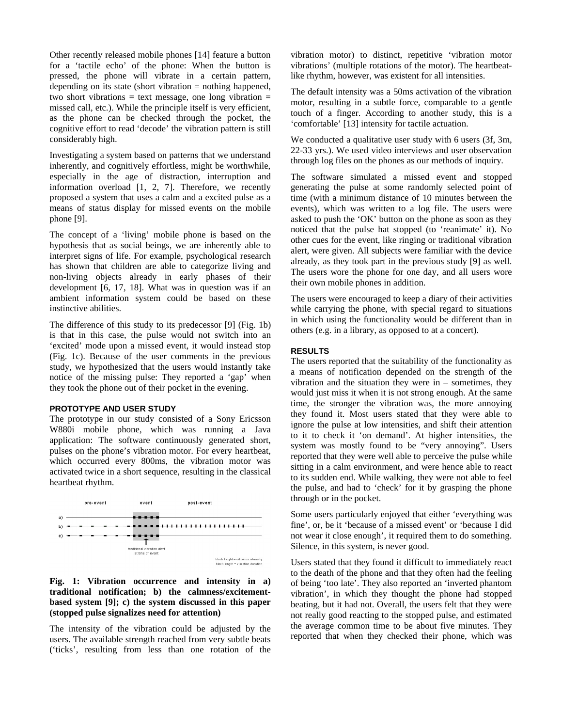Other recently released mobile phones [14] feature a button for a 'tactile echo' of the phone: When the button is pressed, the phone will vibrate in a certain pattern, depending on its state (short vibration = nothing happened, two short vibrations = text message, one long vibration = missed call, etc.). While the principle itself is very efficient, as the phone can be checked through the pocket, the cognitive effort to read 'decode' the vibration pattern is still considerably high.

Investigating a system based on patterns that we understand inherently, and cognitively effortless, might be worthwhile, especially in the age of distraction, interruption and information overload [1, 2, 7]. Therefore, we recently proposed a system that uses a calm and a excited pulse as a means of status display for missed events on the mobile phone [9].

The concept of a 'living' mobile phone is based on the hypothesis that as social beings, we are inherently able to interpret signs of life. For example, psychological research has shown that children are able to categorize living and non-living objects already in early phases of their development [6, 17, 18]. What was in question was if an ambient information system could be based on these instinctive abilities.

The difference of this study to its predecessor [9] (Fig. 1b) is that in this case, the pulse would not switch into an 'excited' mode upon a missed event, it would instead stop (Fig. 1c). Because of the user comments in the previous study, we hypothesized that the users would instantly take notice of the missing pulse: They reported a 'gap' when they took the phone out of their pocket in the evening.

#### PROTOTYPE AND USER STUDY

The prototype in our study consisted of a Sony Ericsson W880i mobile phone, which was running a Java application: The software continuously generated short, pulses on the phone's vibration motor. For every heartbeat, which occurred every 800ms, the vibration motor was activated twice in a short sequence, resulting in the classical heartbeat rhythm.

**Fig. 1: Vibration occurrence and intensity in a) traditional notification; b) the calmness/excitement-based system [9]; c) the system discussed in this paper (stopped pulse signalizes need for attention)**

The intensity of the vibration could be adjusted by the users. The available strength reached from very subtle beats ('ticks', resulting from less than one rotation of the vibration motor) to distinct, repetitive 'vibration motor vibrations' (multiple rotations of the motor). The heartbeat-like rhythm, however, was existent for all intensities.

The default intensity was a 50ms activation of the vibration motor, resulting in a subtle force, comparable to a gentle touch of a finger. According to another study, this is a 'comfortable' [13] intensity for tactile actuation.

We conducted a qualitative user study with 6 users (3f, 3m, 22-33 yrs.). We used video interviews and user observation through log files on the phones as our methods of inquiry.

The software simulated a missed event and stopped generating the pulse at some randomly selected point of time (with a minimum distance of 10 minutes between the events), which was written to a log file. The users were asked to push the 'OK' button on the phone as soon as they noticed that the pulse hat stopped (to 'reanimate' it). No other cues for the event, like ringing or traditional vibration alert, were given. All subjects were familiar with the device already, as they took part in the previous study [9] as well. The users wore the phone for one day, and all users wore their own mobile phones in addition.

The users were encouraged to keep a diary of their activities while carrying the phone, with special regard to situations in which using the functionality would be different than in others (e.g. in a library, as opposed to at a concert).

#### RESULTS

The users reported that the suitability of the functionality as a means of notification depended on the strength of the vibration and the situation they were in – sometimes, they would just miss it when it is not strong enough. At the same time, the stronger the vibration was, the more annoying they found it. Most users stated that they were able to ignore the pulse at low intensities, and shift their attention to it to check it 'on demand'. At higher intensities, the system was mostly found to be "very annoying". Users reported that they were well able to perceive the pulse while sitting in a calm environment, and were hence able to react to its sudden end. While walking, they were not able to feel the pulse, and had to 'check' for it by grasping the phone through or in the pocket.

Some users particularly enjoyed that either 'everything was fine', or, be it 'because of a missed event' or 'because I did not wear it close enough', it required them to do something. Silence, in this system, is never good.

Users stated that they found it difficult to immediately react to the death of the phone and that they often had the feeling of being 'too late'. They also reported an 'inverted phantom vibration', in which they thought the phone had stopped beating, but it had not. Overall, the users felt that they were not really good reacting to the stopped pulse, and estimated the average common time to be about five minutes. They reported that when they checked their phone, which was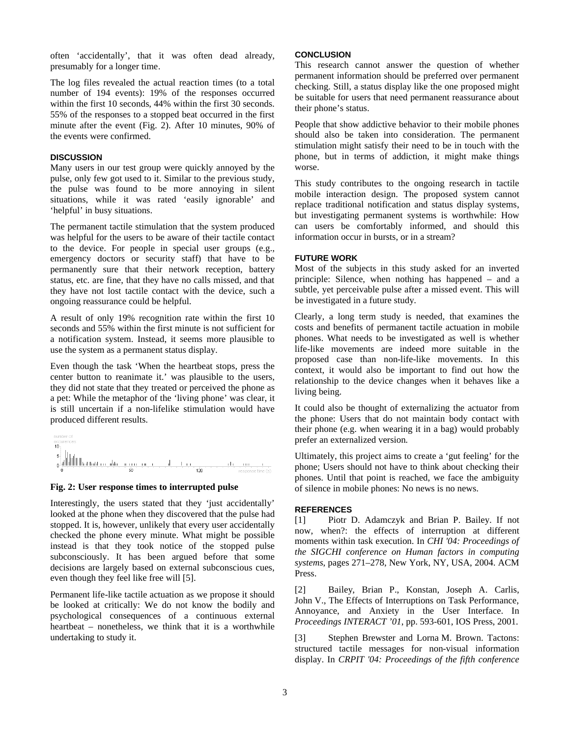often 'accidentally', that it was often dead already, presumably for a longer time.

The log files revealed the actual reaction times (to a total number of 194 events): 19% of the responses occurred within the first 10 seconds, 44% within the first 30 seconds. 55% of the responses to a stopped beat occurred in the first minute after the event (Fig. 2). After 10 minutes, 90% of the events were confirmed.

## DISCUSSION

Many users in our test group were quickly annoyed by the pulse, only few got used to it. Similar to the previous study, the pulse was found to be more annoying in silent situations, while it was rated 'easily ignorable' and 'helpful' in busy situations.

The permanent tactile stimulation that the system produced was helpful for the users to be aware of their tactile contact to the device. For people in special user groups (e.g., emergency doctors or security staff) that have to be permanently sure that their network reception, battery status, etc. are fine, that they have no calls missed, and that they have not lost tactile contact with the device, such a ongoing reassurance could be helpful.

A result of only 19% recognition rate within the first 10 seconds and 55% within the first minute is not sufficient for a notification system. Instead, it seems more plausible to use the system as a permanent status display.

Even though the task 'When the heartbeat stops, press the center button to reanimate it.' was plausible to the users, they did not state that they treated or perceived the phone as a pet: While the metaphor of the 'living phone' was clear, it is still uncertain if a non-lifelike stimulation would have produced different results.

**Fig. 2: User response times to interrupted pulse**

Interestingly, the users stated that they 'just accidentally' looked at the phone when they discovered that the pulse had stopped. It is, however, unlikely that every user accidentally checked the phone every minute. What might be possible instead is that they took notice of the stopped pulse subconsciously. It has been argued before that some decisions are largely based on external subconscious cues, even though they feel like free will [5].

Permanent life-like tactile actuation as we propose it should be looked at critically: We do not know the bodily and psychological consequences of a continuous external heartbeat – nonetheless, we think that it is a worthwhile undertaking to study it.

## CONCLUSION

This research cannot answer the question of whether permanent information should be preferred over permanent checking. Still, a status display like the one proposed might be suitable for users that need permanent reassurance about their phone's status.

People that show addictive behavior to their mobile phones should also be taken into consideration. The permanent stimulation might satisfy their need to be in touch with the phone, but in terms of addiction, it might make things worse.

This study contributes to the ongoing research in tactile mobile interaction design. The proposed system cannot replace traditional notification and status display systems, but investigating permanent systems is worthwhile: How can users be comfortably informed, and should this information occur in bursts, or in a stream?

## FUTURE WORK

Most of the subjects in this study asked for an inverted principle: Silence, when nothing has happened – and a subtle, yet perceivable pulse after a missed event. This will be investigated in a future study.

Clearly, a long term study is needed, that examines the costs and benefits of permanent tactile actuation in mobile phones. What needs to be investigated as well is whether life-like movements are indeed more suitable in the proposed case than non-life-like movements. In this context, it would also be important to find out how the relationship to the device changes when it behaves like a living being.

It could also be thought of externalizing the actuator from the phone: Users that do not maintain body contact with their phone (e.g. when wearing it in a bag) would probably prefer an externalized version.

Ultimately, this project aims to create a 'gut feeling' for the phone; Users should not have to think about checking their phones. Until that point is reached, we face the ambiguity of silence in mobile phones: No news is no news.

## REFERENCES

[1] Piotr D. Adamczyk and Brian P. Bailey. If not now, when?: the effects of interruption at different moments within task execution. In *CHI '04: Proceedings of the SIGCHI conference on Human factors in computing systems*, pages 271–278, New York, NY, USA, 2004. ACM Press.

[2] Bailey, Brian P., Konstan, Joseph A. Carlis, John V., The Effects of Interruptions on Task Performance, Annoyance, and Anxiety in the User Interface. In *Proceedings INTERACT '01*, pp. 593-601, IOS Press, 2001.

[3] Stephen Brewster and Lorna M. Brown. Tactons: structured tactile messages for non-visual information display. In *CRPIT '04: Proceedings of the fifth conference*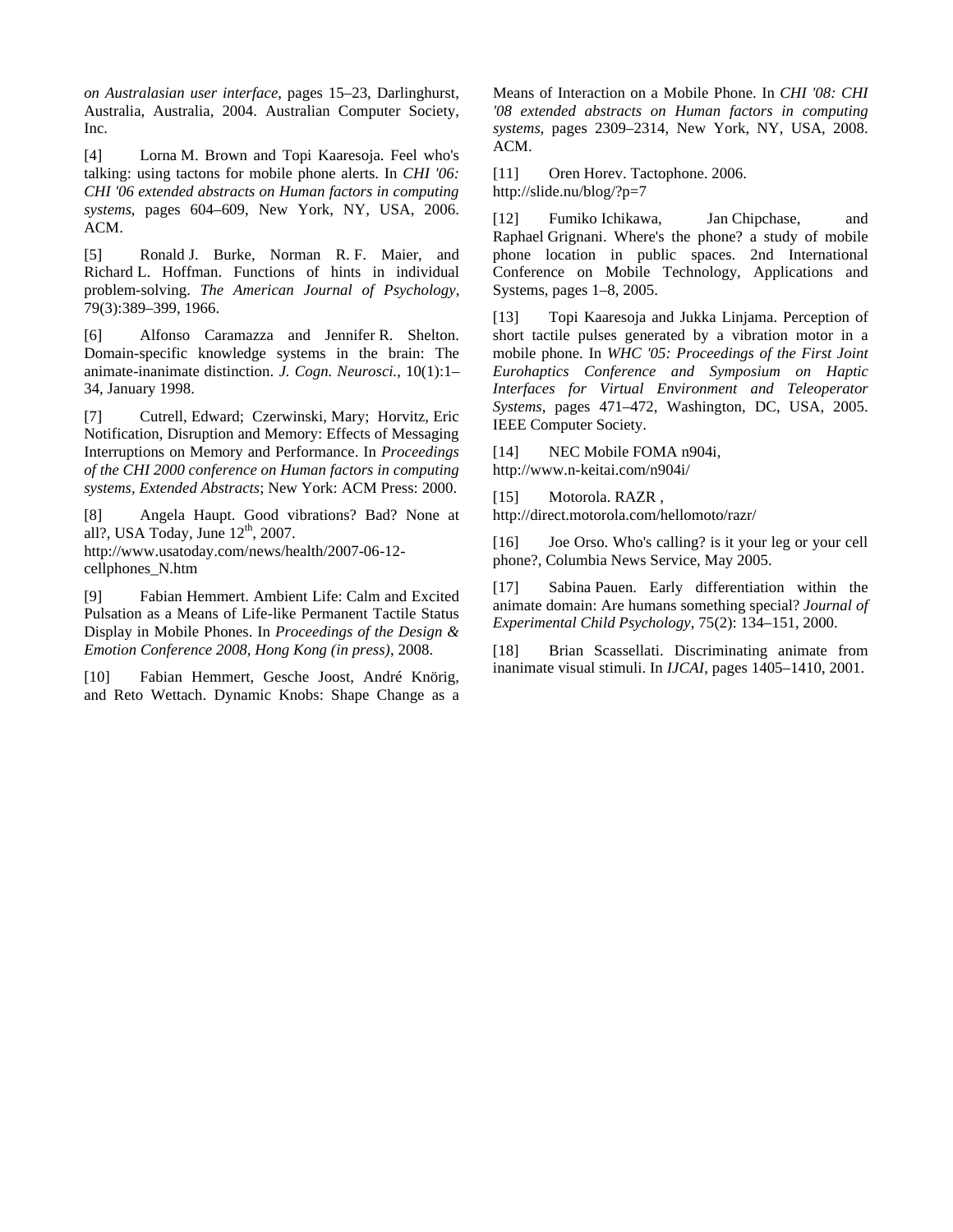*on Australasian user interface*, pages 15–23, Darlinghurst, Australia, Australia, 2004. Australian Computer Society, Inc.

[4] Lorna M. Brown and Topi Kaaresoja. Feel who's talking: using tactons for mobile phone alerts. In *CHI '06: CHI '06 extended abstracts on Human factors in computing systems*, pages 604–609, New York, NY, USA, 2006. ACM.

[5] Ronald J. Burke, Norman R. F. Maier, and Richard L. Hoffman. Functions of hints in individual problem-solving. *The American Journal of Psychology*, 79(3):389–399, 1966.

[6] Alfonso Caramazza and Jennifer R. Shelton. Domain-specific knowledge systems in the brain: The animate-inanimate distinction. *J. Cogn. Neurosci.*, 10(1):1–34, January 1998.

[7] Cutrell, Edward; Czerwinski, Mary; Horvitz, Eric Notification, Disruption and Memory: Effects of Messaging Interruptions on Memory and Performance. In *Proceedings of the CHI 2000 conference on Human factors in computing systems, Extended Abstracts*; New York: ACM Press: 2000.

[8] Angela Haupt. Good vibrations? Bad? None at all?, USA Today, June 12th, 2007. http://www.usatoday.com/news/health/2007-06-12-cellphones_N.htm

[9] Fabian Hemmert. Ambient Life: Calm and Excited Pulsation as a Means of Life-like Permanent Tactile Status Display in Mobile Phones. In *Proceedings of the Design & Emotion Conference 2008, Hong Kong (in press)*, 2008.

[10] Fabian Hemmert, Gesche Joost, André Knörig, and Reto Wettach. Dynamic Knobs: Shape Change as a Means of Interaction on a Mobile Phone. In *CHI '08: CHI '08 extended abstracts on Human factors in computing systems*, pages 2309–2314, New York, NY, USA, 2008. ACM.

[11] Oren Horev. Tactophone. 2006. http://slide.nu/blog/?p=7

[12] Fumiko Ichikawa, Jan Chipchase, and Raphael Grignani. Where's the phone? a study of mobile phone location in public spaces. 2nd International Conference on Mobile Technology, Applications and Systems, pages 1–8, 2005.

[13] Topi Kaaresoja and Jukka Linjama. Perception of short tactile pulses generated by a vibration motor in a mobile phone. In *WHC '05: Proceedings of the First Joint Eurohaptics Conference and Symposium on Haptic Interfaces for Virtual Environment and Teleoperator Systems*, pages 471–472, Washington, DC, USA, 2005. IEEE Computer Society.

[14] NEC Mobile FOMA n904i, http://www.n-keitai.com/n904i/

[15] Motorola. RAZR , http://direct.motorola.com/hellomoto/razr/

[16] Joe Orso. Who's calling? is it your leg or your cell phone?, Columbia News Service, May 2005.

[17] Sabina Pauen. Early differentiation within the animate domain: Are humans something special? *Journal of Experimental Child Psychology*, 75(2): 134–151, 2000.

[18] Brian Scassellati. Discriminating animate from inanimate visual stimuli. In *IJCAI*, pages 1405–1410, 2001.